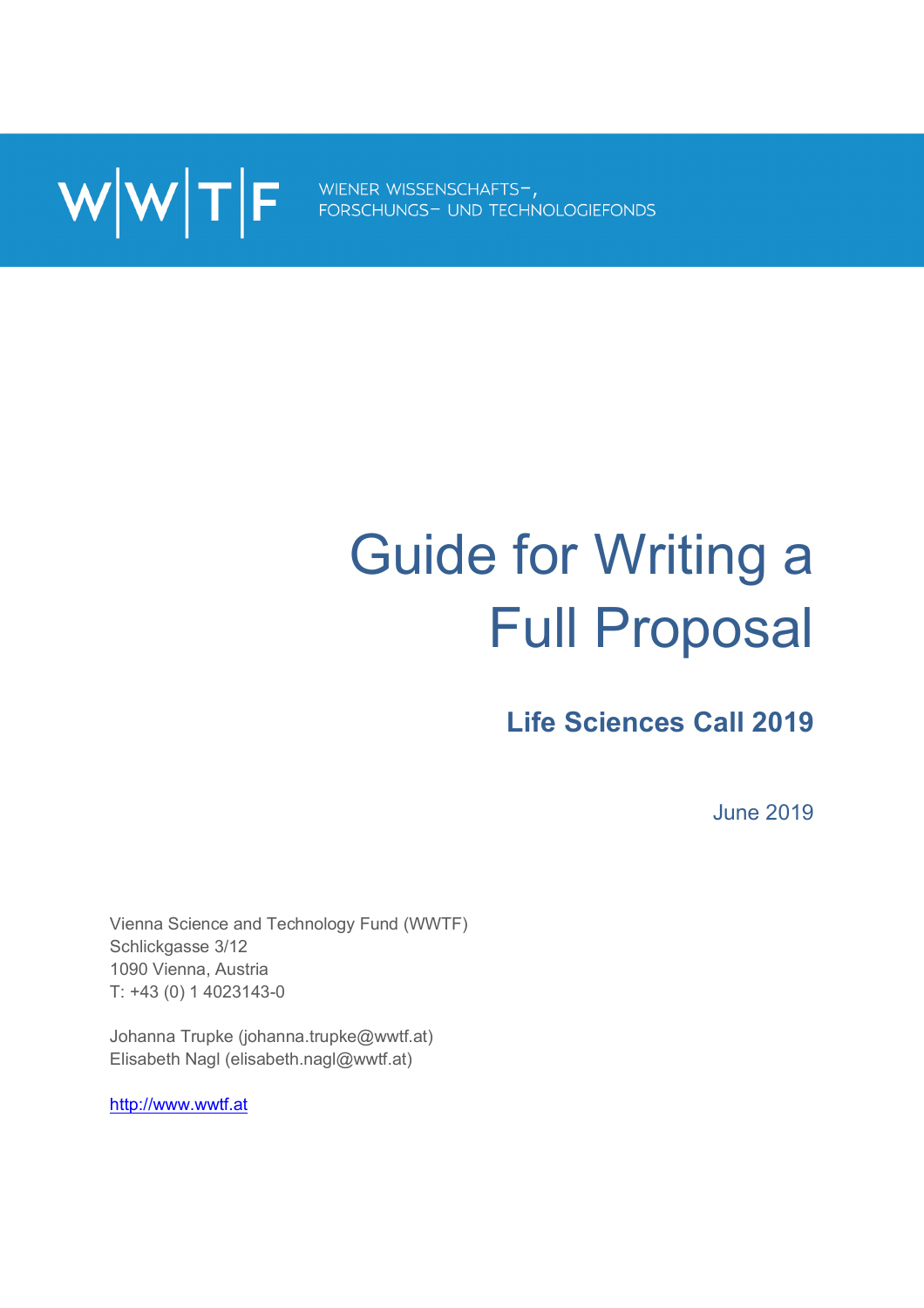W|W|T|F

WIENER WISSENSCHAFTS-, FORSCHUNGS- UND TECHNOLOGIEFONDS

# Guide for Writing a Full Proposal

## Life Sciences Call 2019

June 2019

Vienna Science and Technology Fund (WWTF)
Schlickgasse 3/12
1090 Vienna, Austria
T: +43 (0) 1 4023143-0

Johanna Trupke (johanna.trupke@wwtf.at)
Elisabeth Nagl (elisabeth.nagl@wwtf.at)

http://www.wwtf.at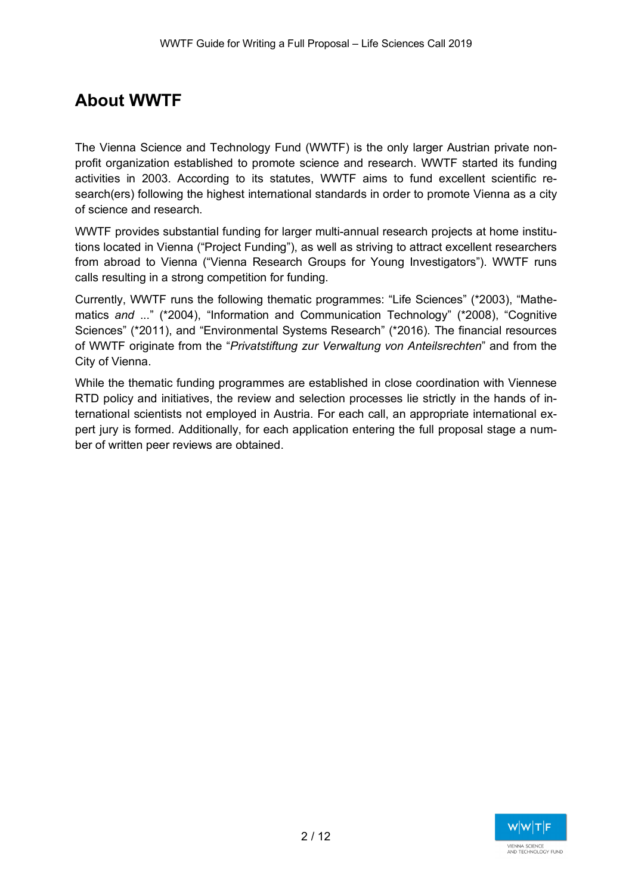# About WWTF

The Vienna Science and Technology Fund (WWTF) is the only larger Austrian private non-profit organization established to promote science and research. WWTF started its funding activities in 2003. According to its statutes, WWTF aims to fund excellent scientific research(ers) following the highest international standards in order to promote Vienna as a city of science and research.

WWTF provides substantial funding for larger multi-annual research projects at home institutions located in Vienna ("Project Funding"), as well as striving to attract excellent researchers from abroad to Vienna ("Vienna Research Groups for Young Investigators"). WWTF runs calls resulting in a strong competition for funding.

Currently, WWTF runs the following thematic programmes: "Life Sciences" (*2003), "Mathematics *and* ..." (*2004), "Information and Communication Technology" (*2008), "Cognitive Sciences" (*2011), and "Environmental Systems Research" (*2016). The financial resources of WWTF originate from the "*Privatstiftung zur Verwaltung von Anteilsrechten*" and from the City of Vienna.

While the thematic funding programmes are established in close coordination with Viennese RTD policy and initiatives, the review and selection processes lie strictly in the hands of international scientists not employed in Austria. For each call, an appropriate international expert jury is formed. Additionally, for each application entering the full proposal stage a number of written peer reviews are obtained.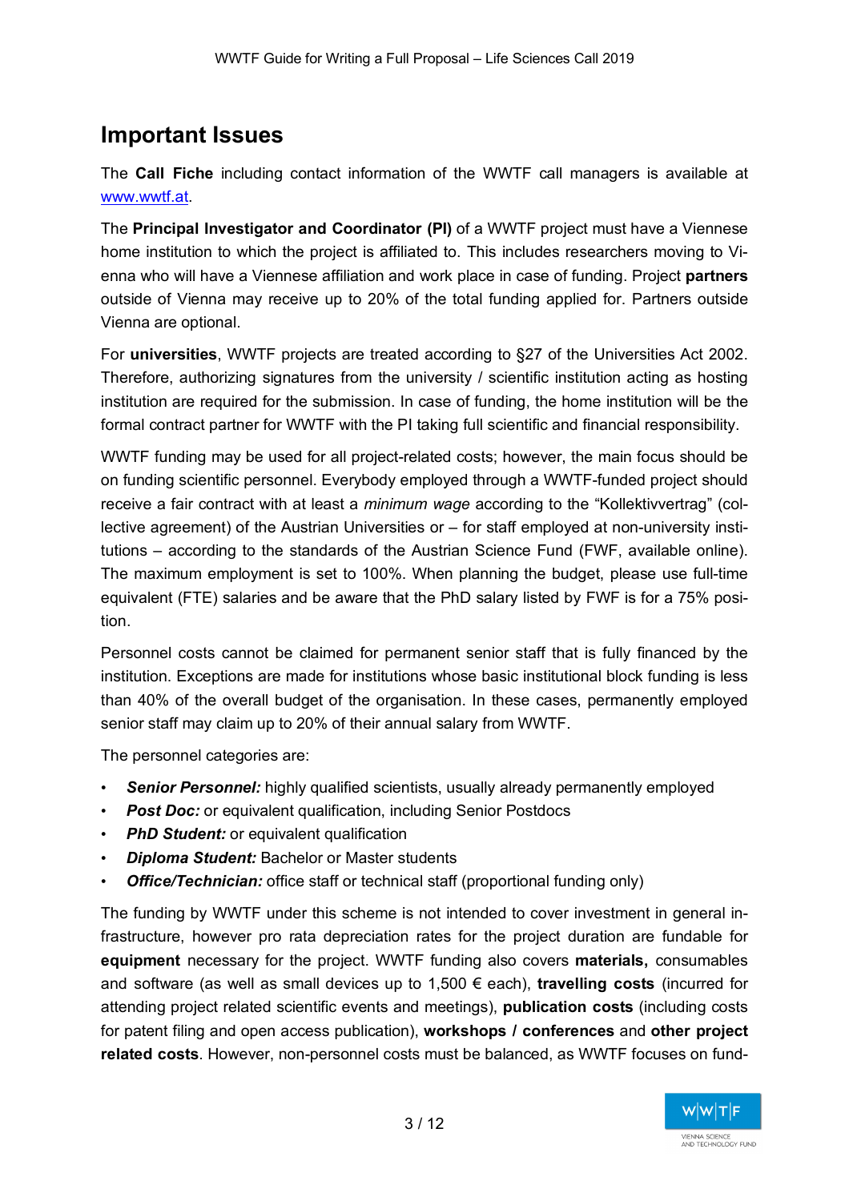## Important Issues

The **Call Fiche** including contact information of the WWTF call managers is available at [www.wwtf.at](www.wwtf.at).

The **Principal Investigator and Coordinator (PI)** of a WWTF project must have a Viennese home institution to which the project is affiliated to. This includes researchers moving to Vienna who will have a Viennese affiliation and work place in case of funding. Project **partners** outside of Vienna may receive up to 20% of the total funding applied for. Partners outside Vienna are optional.

For **universities**, WWTF projects are treated according to §27 of the Universities Act 2002. Therefore, authorizing signatures from the university / scientific institution acting as hosting institution are required for the submission. In case of funding, the home institution will be the formal contract partner for WWTF with the PI taking full scientific and financial responsibility.

WWTF funding may be used for all project-related costs; however, the main focus should be on funding scientific personnel. Everybody employed through a WWTF-funded project should receive a fair contract with at least a *minimum wage* according to the "Kollektivvertrag" (collective agreement) of the Austrian Universities or – for staff employed at non-university institutions – according to the standards of the Austrian Science Fund (FWF, available online). The maximum employment is set to 100%. When planning the budget, please use full-time equivalent (FTE) salaries and be aware that the PhD salary listed by FWF is for a 75% position.

Personnel costs cannot be claimed for permanent senior staff that is fully financed by the institution. Exceptions are made for institutions whose basic institutional block funding is less than 40% of the overall budget of the organisation. In these cases, permanently employed senior staff may claim up to 20% of their annual salary from WWTF.

The personnel categories are:

- ***Senior Personnel:*** highly qualified scientists, usually already permanently employed
- ***Post Doc:*** or equivalent qualification, including Senior Postdocs
- ***PhD Student:*** or equivalent qualification
- ***Diploma Student:*** Bachelor or Master students
- ***Office/Technician:*** office staff or technical staff (proportional funding only)

The funding by WWTF under this scheme is not intended to cover investment in general infrastructure, however pro rata depreciation rates for the project duration are fundable for **equipment** necessary for the project. WWTF funding also covers **materials,** consumables and software (as well as small devices up to 1,500 € each), **travelling costs** (incurred for attending project related scientific events and meetings), **publication costs** (including costs for patent filing and open access publication), **workshops / conferences** and **other project related costs**. However, non-personnel costs must be balanced, as WWTF focuses on fund-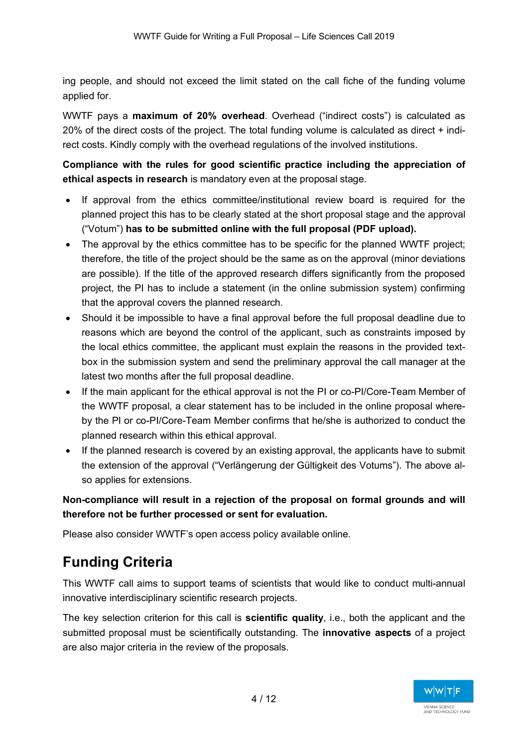ing people, and should not exceed the limit stated on the call fiche of the funding volume applied for.

WWTF pays a **maximum of 20% overhead**. Overhead ("indirect costs") is calculated as 20% of the direct costs of the project. The total funding volume is calculated as direct + indirect costs. Kindly comply with the overhead regulations of the involved institutions.

**Compliance with the rules for good scientific practice including the appreciation of ethical aspects in research** is mandatory even at the proposal stage.

- If approval from the ethics committee/institutional review board is required for the planned project this has to be clearly stated at the short proposal stage and the approval ("Votum") **has to be submitted online with the full proposal (PDF upload).**
- The approval by the ethics committee has to be specific for the planned WWTF project; therefore, the title of the project should be the same as on the approval (minor deviations are possible). If the title of the approved research differs significantly from the proposed project, the PI has to include a statement (in the online submission system) confirming that the approval covers the planned research.
- Should it be impossible to have a final approval before the full proposal deadline due to reasons which are beyond the control of the applicant, such as constraints imposed by the local ethics committee, the applicant must explain the reasons in the provided textbox in the submission system and send the preliminary approval the call manager at the latest two months after the full proposal deadline.
- If the main applicant for the ethical approval is not the PI or co-PI/Core-Team Member of the WWTF proposal, a clear statement has to be included in the online proposal whereby the PI or co-PI/Core-Team Member confirms that he/she is authorized to conduct the planned research within this ethical approval.
- If the planned research is covered by an existing approval, the applicants have to submit the extension of the approval ("Verlängerung der Gültigkeit des Votums"). The above also applies for extensions.

**Non-compliance will result in a rejection of the proposal on formal grounds and will therefore not be further processed or sent for evaluation.**

Please also consider WWTF's open access policy available online.

# Funding Criteria

This WWTF call aims to support teams of scientists that would like to conduct multi-annual innovative interdisciplinary scientific research projects.

The key selection criterion for this call is **scientific quality**, i.e., both the applicant and the submitted proposal must be scientifically outstanding. The **innovative aspects** of a project are also major criteria in the review of the proposals.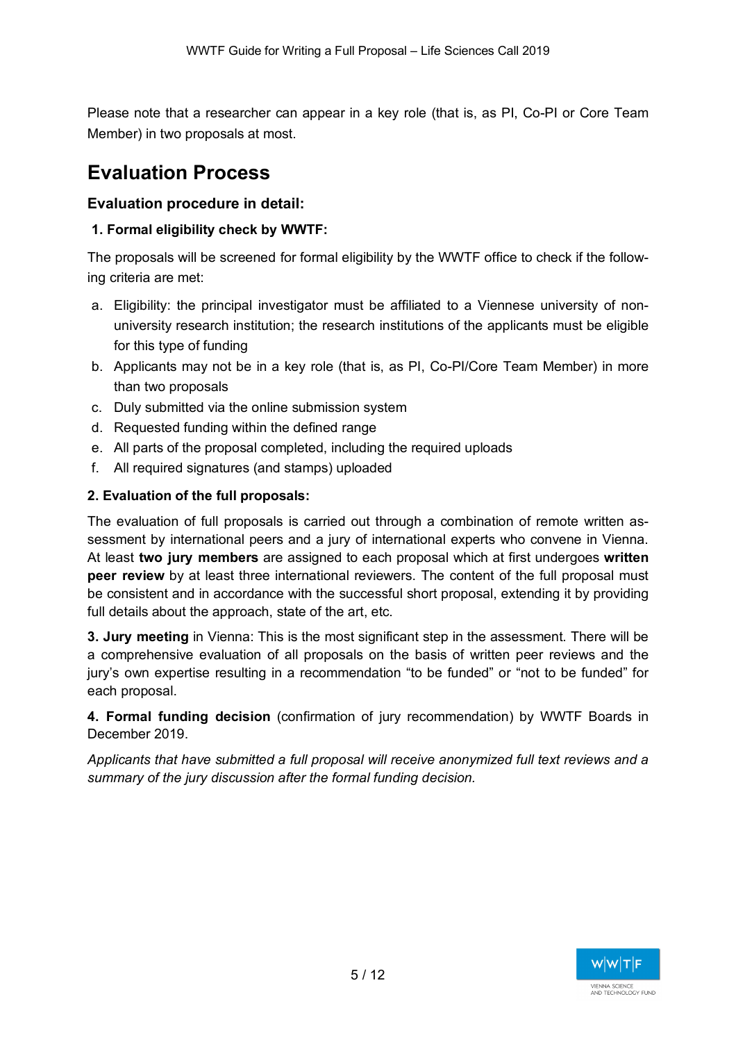Please note that a researcher can appear in a key role (that is, as PI, Co-PI or Core Team Member) in two proposals at most.

# Evaluation Process

### Evaluation procedure in detail:

**1. Formal eligibility check by WWTF:**

The proposals will be screened for formal eligibility by the WWTF office to check if the following criteria are met:

a. Eligibility: the principal investigator must be affiliated to a Viennese university of non-university research institution; the research institutions of the applicants must be eligible for this type of funding
b. Applicants may not be in a key role (that is, as PI, Co-PI/Core Team Member) in more than two proposals
c. Duly submitted via the online submission system
d. Requested funding within the defined range
e. All parts of the proposal completed, including the required uploads
f. All required signatures (and stamps) uploaded

**2. Evaluation of the full proposals:**

The evaluation of full proposals is carried out through a combination of remote written assessment by international peers and a jury of international experts who convene in Vienna. At least **two jury members** are assigned to each proposal which at first undergoes **written peer review** by at least three international reviewers. The content of the full proposal must be consistent and in accordance with the successful short proposal, extending it by providing full details about the approach, state of the art, etc.

**3. Jury meeting** in Vienna: This is the most significant step in the assessment. There will be a comprehensive evaluation of all proposals on the basis of written peer reviews and the jury's own expertise resulting in a recommendation "to be funded" or "not to be funded" for each proposal.

**4. Formal funding decision** (confirmation of jury recommendation) by WWTF Boards in December 2019.

*Applicants that have submitted a full proposal will receive anonymized full text reviews and a summary of the jury discussion after the formal funding decision.*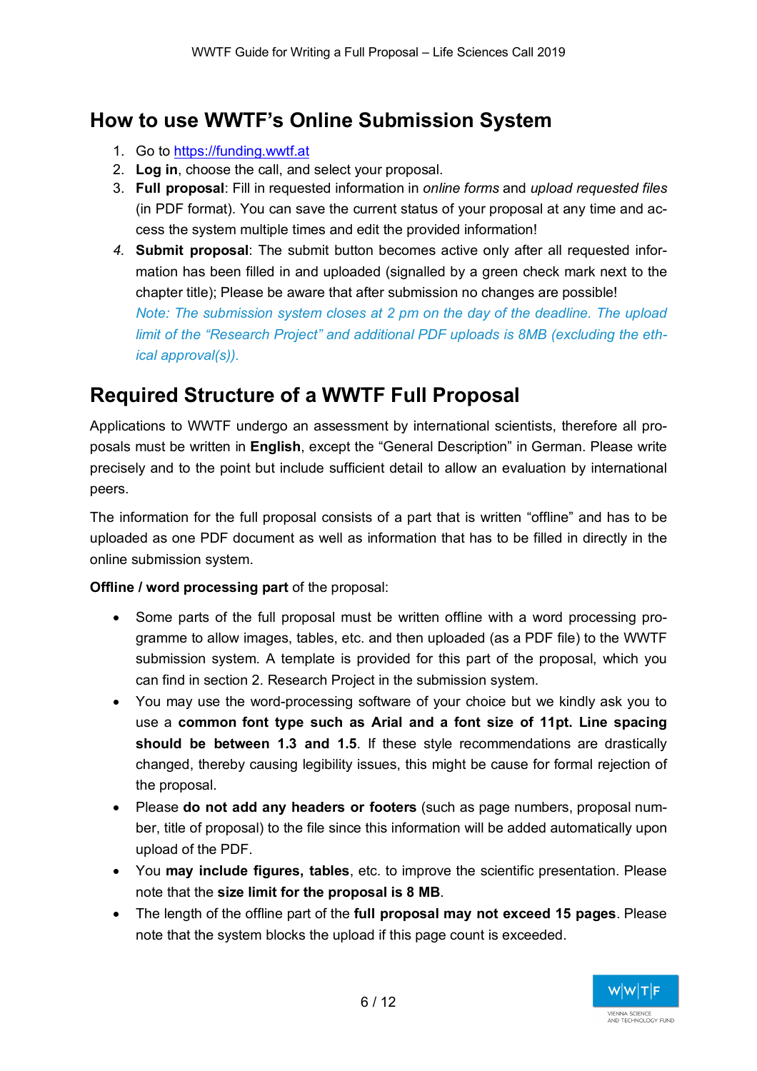## How to use WWTF's Online Submission System

1. Go to https://funding.wwtf.at
2. **Log in**, choose the call, and select your proposal.
3. **Full proposal**: Fill in requested information in *online forms* and *upload requested files* (in PDF format). You can save the current status of your proposal at any time and access the system multiple times and edit the provided information!
4. **Submit proposal**: The submit button becomes active only after all requested information has been filled in and uploaded (signalled by a green check mark next to the chapter title); Please be aware that after submission no changes are possible!
   *Note: The submission system closes at 2 pm on the day of the deadline. The upload limit of the "Research Project" and additional PDF uploads is 8MB (excluding the ethical approval(s)).*

## Required Structure of a WWTF Full Proposal

Applications to WWTF undergo an assessment by international scientists, therefore all proposals must be written in **English**, except the "General Description" in German. Please write precisely and to the point but include sufficient detail to allow an evaluation by international peers.

The information for the full proposal consists of a part that is written "offline" and has to be uploaded as one PDF document as well as information that has to be filled in directly in the online submission system.

**Offline / word processing part** of the proposal:

- Some parts of the full proposal must be written offline with a word processing programme to allow images, tables, etc. and then uploaded (as a PDF file) to the WWTF submission system. A template is provided for this part of the proposal, which you can find in section 2. Research Project in the submission system.
- You may use the word-processing software of your choice but we kindly ask you to use a **common font type such as Arial and a font size of 11pt. Line spacing should be between 1.3 and 1.5**. If these style recommendations are drastically changed, thereby causing legibility issues, this might be cause for formal rejection of the proposal.
- Please **do not add any headers or footers** (such as page numbers, proposal number, title of proposal) to the file since this information will be added automatically upon upload of the PDF.
- You **may include figures, tables**, etc. to improve the scientific presentation. Please note that the **size limit for the proposal is 8 MB**.
- The length of the offline part of the **full proposal may not exceed 15 pages**. Please note that the system blocks the upload if this page count is exceeded.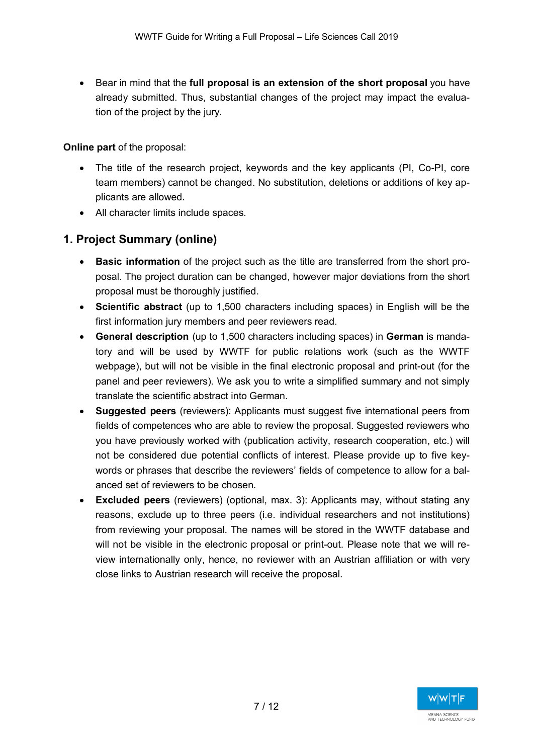- Bear in mind that the **full proposal is an extension of the short proposal** you have already submitted. Thus, substantial changes of the project may impact the evaluation of the project by the jury.

**Online part** of the proposal:

- The title of the research project, keywords and the key applicants (PI, Co-PI, core team members) cannot be changed. No substitution, deletions or additions of key applicants are allowed.
- All character limits include spaces.

## 1. Project Summary (online)

- **Basic information** of the project such as the title are transferred from the short proposal. The project duration can be changed, however major deviations from the short proposal must be thoroughly justified.
- **Scientific abstract** (up to 1,500 characters including spaces) in English will be the first information jury members and peer reviewers read.
- **General description** (up to 1,500 characters including spaces) in **German** is mandatory and will be used by WWTF for public relations work (such as the WWTF webpage), but will not be visible in the final electronic proposal and print-out (for the panel and peer reviewers). We ask you to write a simplified summary and not simply translate the scientific abstract into German.
- **Suggested peers** (reviewers): Applicants must suggest five international peers from fields of competences who are able to review the proposal. Suggested reviewers who you have previously worked with (publication activity, research cooperation, etc.) will not be considered due potential conflicts of interest. Please provide up to five keywords or phrases that describe the reviewers' fields of competence to allow for a balanced set of reviewers to be chosen.
- **Excluded peers** (reviewers) (optional, max. 3): Applicants may, without stating any reasons, exclude up to three peers (i.e. individual researchers and not institutions) from reviewing your proposal. The names will be stored in the WWTF database and will not be visible in the electronic proposal or print-out. Please note that we will review internationally only, hence, no reviewer with an Austrian affiliation or with very close links to Austrian research will receive the proposal.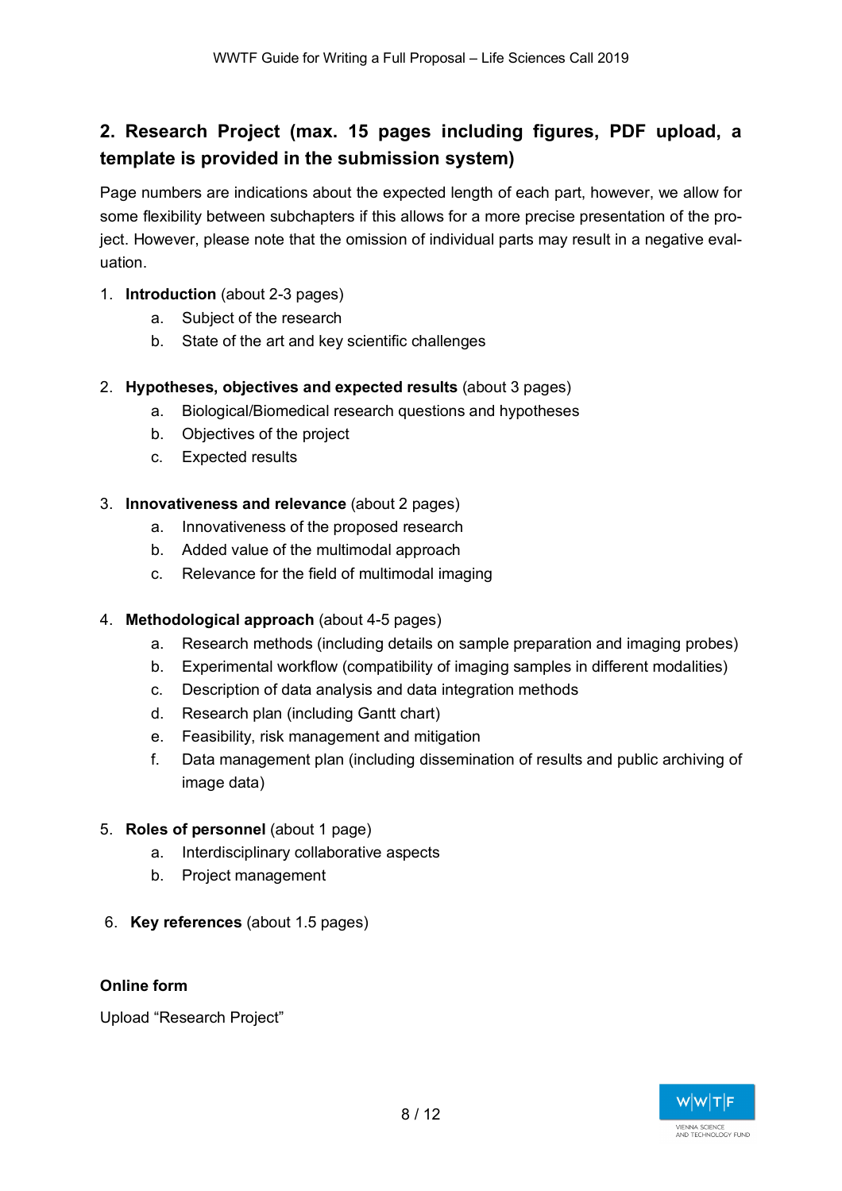## 2. Research Project (max. 15 pages including figures, PDF upload, a template is provided in the submission system)

Page numbers are indications about the expected length of each part, however, we allow for some flexibility between subchapters if this allows for a more precise presentation of the project. However, please note that the omission of individual parts may result in a negative evaluation.

1. **Introduction** (about 2-3 pages)
    a. Subject of the research
    b. State of the art and key scientific challenges

2. **Hypotheses, objectives and expected results** (about 3 pages)
    a. Biological/Biomedical research questions and hypotheses
    b. Objectives of the project
    c. Expected results

3. **Innovativeness and relevance** (about 2 pages)
    a. Innovativeness of the proposed research
    b. Added value of the multimodal approach
    c. Relevance for the field of multimodal imaging

4. **Methodological approach** (about 4-5 pages)
    a. Research methods (including details on sample preparation and imaging probes)
    b. Experimental workflow (compatibility of imaging samples in different modalities)
    c. Description of data analysis and data integration methods
    d. Research plan (including Gantt chart)
    e. Feasibility, risk management and mitigation
    f. Data management plan (including dissemination of results and public archiving of image data)

5. **Roles of personnel** (about 1 page)
    a. Interdisciplinary collaborative aspects
    b. Project management

6. **Key references** (about 1.5 pages)

**Online form**

Upload "Research Project"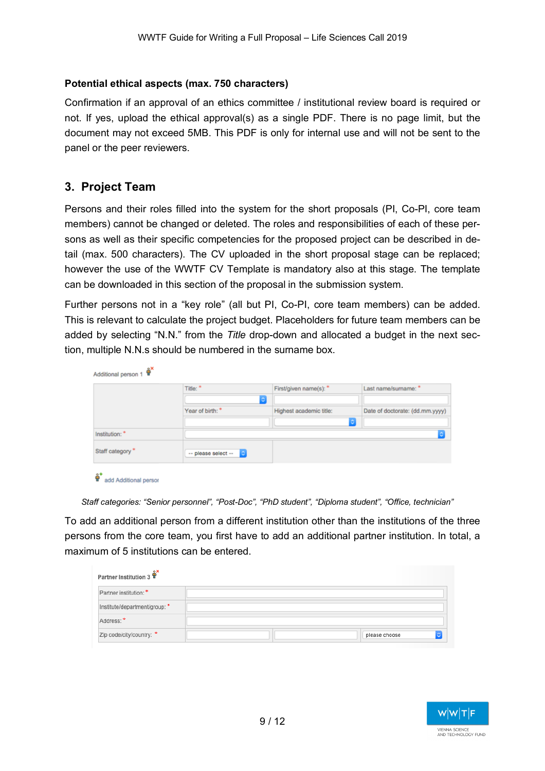**Potential ethical aspects (max. 750 characters)**

Confirmation if an approval of an ethics committee / institutional review board is required or not. If yes, upload the ethical approval(s) as a single PDF. There is no page limit, but the document may not exceed 5MB. This PDF is only for internal use and will not be sent to the panel or the peer reviewers.

## 3. Project Team

Persons and their roles filled into the system for the short proposals (PI, Co-PI, core team members) cannot be changed or deleted. The roles and responsibilities of each of these persons as well as their specific competencies for the proposed project can be described in detail (max. 500 characters). The CV uploaded in the short proposal stage can be replaced; however the use of the WWTF CV Template is mandatory also at this stage. The template can be downloaded in this section of the proposal in the submission system.

Further persons not in a “key role” (all but PI, Co-PI, core team members) can be added. This is relevant to calculate the project budget. Placeholders for future team members can be added by selecting “N.N.” from the *Title* drop-down and allocated a budget in the next section, multiple N.N.s should be numbered in the surname box.

Additional person 1

| | Title: * | First/given name(s): * | Last name/surname: * |
|---|---|---|---|
| | Year of birth: * | Highest academic title: | Date of doctorate: (dd.mm.yyyy) |
| Institution: * | | | |
| Staff category * | -- please select -- | | |

add Additional person

*Staff categories: “Senior personnel”, “Post-Doc”, “PhD student”, “Diploma student”, “Office, technician”*

To add an additional person from a different institution other than the institutions of the three persons from the core team, you first have to add an additional partner institution. In total, a maximum of 5 institutions can be entered.

**Partner Institution 3**

| | | | |
|---|---|---|---|
| Partner institution: * | | | |
| Institute/department/group: * | | | |
| Address: * | | | |
| Zip code/city/country: * | | | please choose |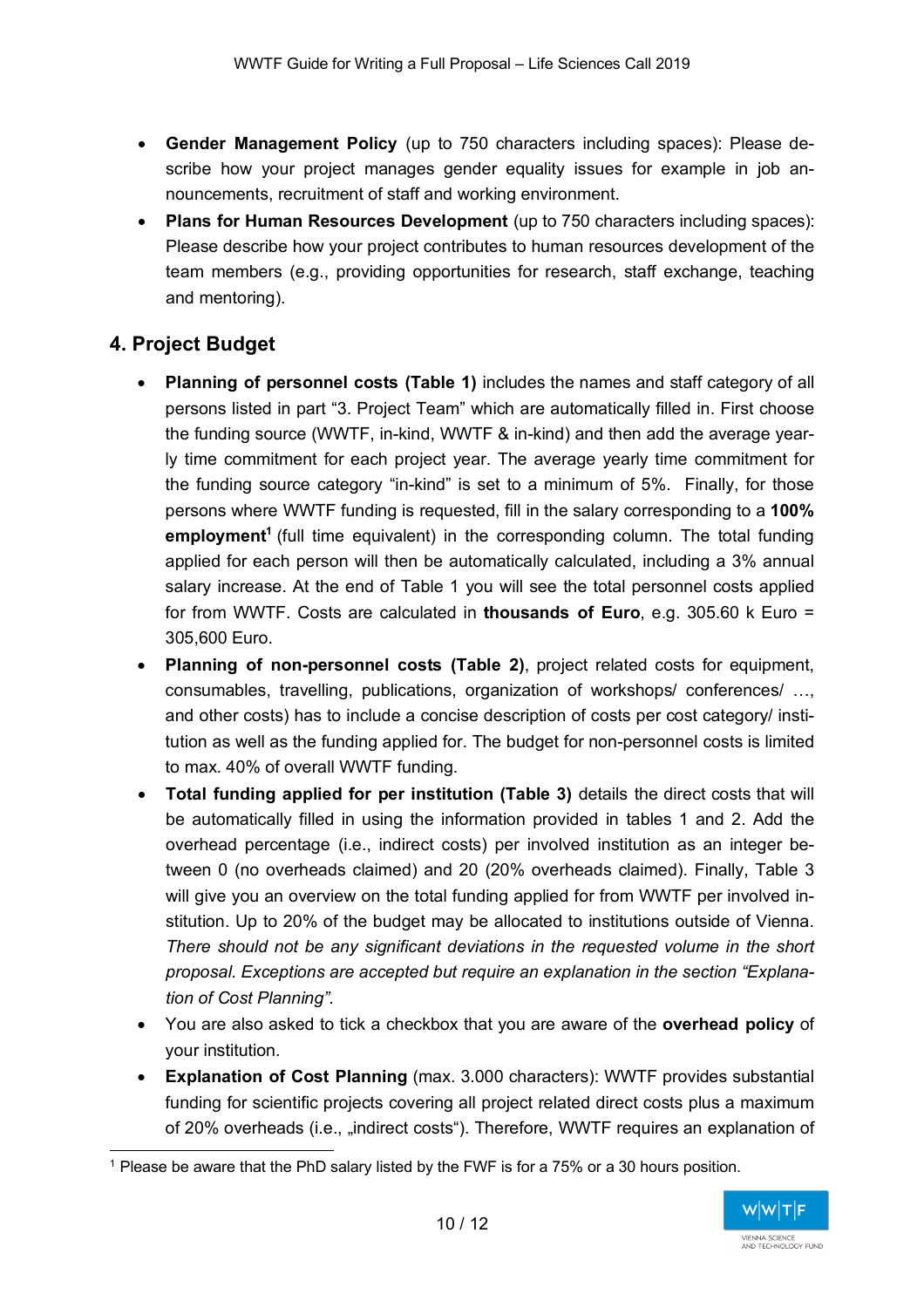- **Gender Management Policy** (up to 750 characters including spaces): Please describe how your project manages gender equality issues for example in job announcements, recruitment of staff and working environment.
- **Plans for Human Resources Development** (up to 750 characters including spaces): Please describe how your project contributes to human resources development of the team members (e.g., providing opportunities for research, staff exchange, teaching and mentoring).

## 4. Project Budget

- **Planning of personnel costs (Table 1)** includes the names and staff category of all persons listed in part "3. Project Team" which are automatically filled in. First choose the funding source (WWTF, in-kind, WWTF & in-kind) and then add the average yearly time commitment for each project year. The average yearly time commitment for the funding source category "in-kind" is set to a minimum of 5%. Finally, for those persons where WWTF funding is requested, fill in the salary corresponding to a **100% employment**[1] (full time equivalent) in the corresponding column. The total funding applied for each person will then be automatically calculated, including a 3% annual salary increase. At the end of Table 1 you will see the total personnel costs applied for from WWTF. Costs are calculated in **thousands of Euro**, e.g. 305.60 k Euro = 305,600 Euro.
- **Planning of non-personnel costs (Table 2)**, project related costs for equipment, consumables, travelling, publications, organization of workshops/ conferences/ …, and other costs) has to include a concise description of costs per cost category/ institution as well as the funding applied for. The budget for non-personnel costs is limited to max. 40% of overall WWTF funding.
- **Total funding applied for per institution (Table 3)** details the direct costs that will be automatically filled in using the information provided in tables 1 and 2. Add the overhead percentage (i.e., indirect costs) per involved institution as an integer between 0 (no overheads claimed) and 20 (20% overheads claimed). Finally, Table 3 will give you an overview on the total funding applied for from WWTF per involved institution. Up to 20% of the budget may be allocated to institutions outside of Vienna. *There should not be any significant deviations in the requested volume in the short proposal. Exceptions are accepted but require an explanation in the section "Explanation of Cost Planning".*
- You are also asked to tick a checkbox that you are aware of the **overhead policy** of your institution.
- **Explanation of Cost Planning** (max. 3.000 characters): WWTF provides substantial funding for scientific projects covering all project related direct costs plus a maximum of 20% overheads (i.e., „indirect costs"). Therefore, WWTF requires an explanation of

[1] Please be aware that the PhD salary listed by the FWF is for a 75% or a 30 hours position.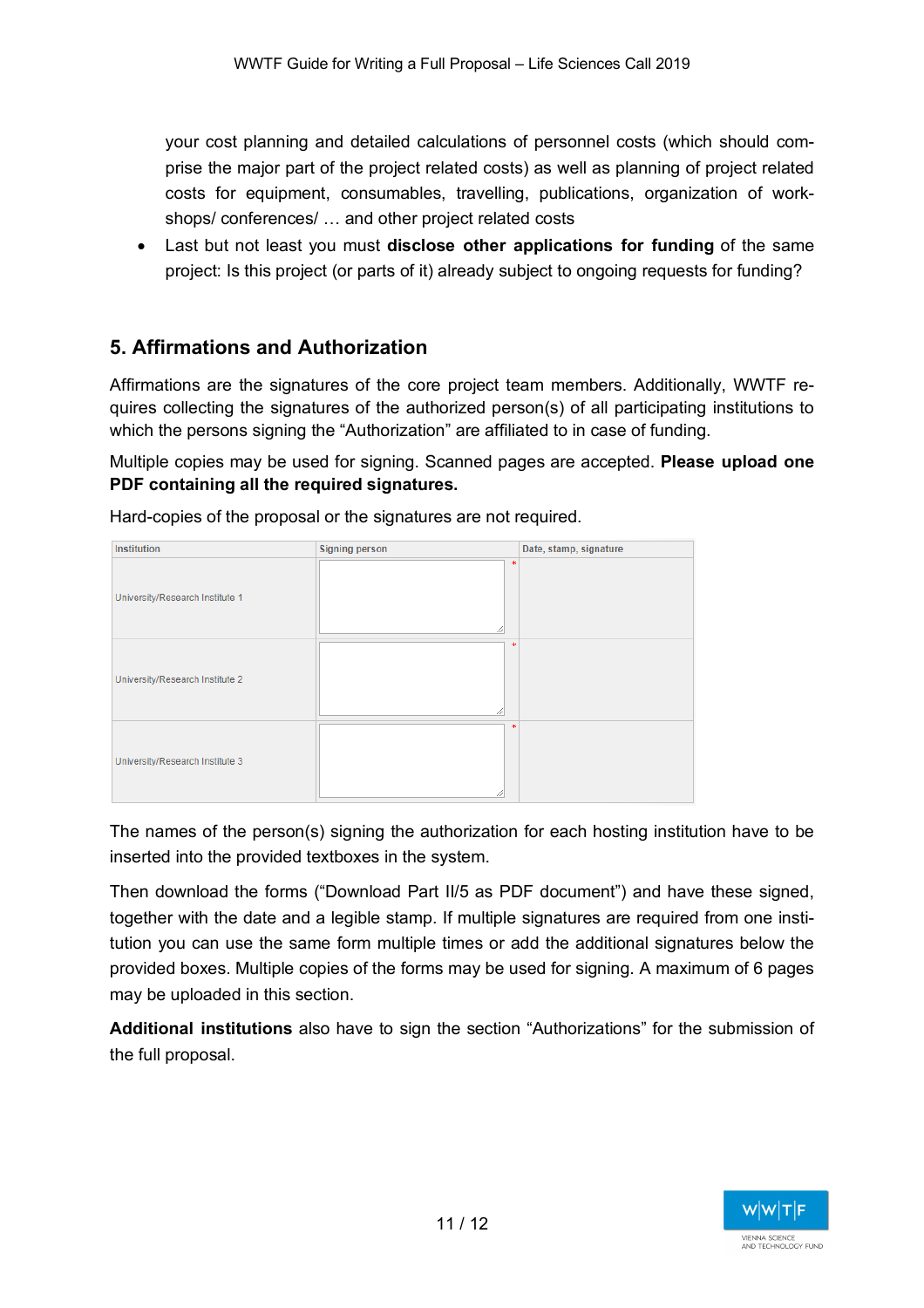your cost planning and detailed calculations of personnel costs (which should comprise the major part of the project related costs) as well as planning of project related costs for equipment, consumables, travelling, publications, organization of workshops/ conferences/ … and other project related costs

- Last but not least you must **disclose other applications for funding** of the same project: Is this project (or parts of it) already subject to ongoing requests for funding?

## 5. Affirmations and Authorization

Affirmations are the signatures of the core project team members. Additionally, WWTF requires collecting the signatures of the authorized person(s) of all participating institutions to which the persons signing the "Authorization" are affiliated to in case of funding.

Multiple copies may be used for signing. Scanned pages are accepted. **Please upload one PDF containing all the required signatures.**

Hard-copies of the proposal or the signatures are not required.

| Institution | Signing person | Date, stamp, signature |
|---|---|---|
| University/Research Institute 1 | * | |
| University/Research Institute 2 | * | |
| University/Research Institute 3 | * | |

The names of the person(s) signing the authorization for each hosting institution have to be inserted into the provided textboxes in the system.

Then download the forms ("Download Part II/5 as PDF document") and have these signed, together with the date and a legible stamp. If multiple signatures are required from one institution you can use the same form multiple times or add the additional signatures below the provided boxes. Multiple copies of the forms may be used for signing. A maximum of 6 pages may be uploaded in this section.

**Additional institutions** also have to sign the section "Authorizations" for the submission of the full proposal.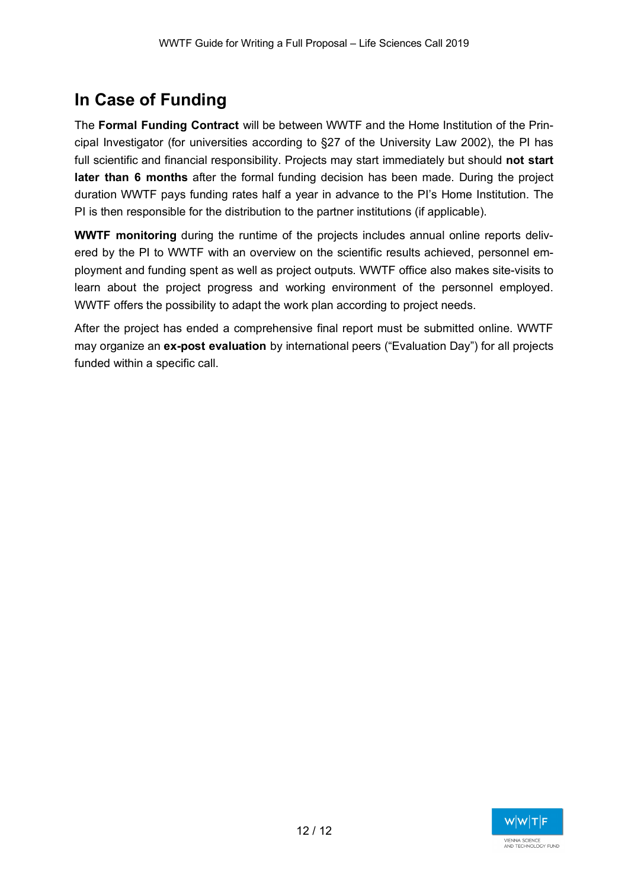## In Case of Funding

The **Formal Funding Contract** will be between WWTF and the Home Institution of the Principal Investigator (for universities according to §27 of the University Law 2002), the PI has full scientific and financial responsibility. Projects may start immediately but should **not start later than 6 months** after the formal funding decision has been made. During the project duration WWTF pays funding rates half a year in advance to the PI's Home Institution. The PI is then responsible for the distribution to the partner institutions (if applicable).

**WWTF monitoring** during the runtime of the projects includes annual online reports delivered by the PI to WWTF with an overview on the scientific results achieved, personnel employment and funding spent as well as project outputs. WWTF office also makes site-visits to learn about the project progress and working environment of the personnel employed. WWTF offers the possibility to adapt the work plan according to project needs.

After the project has ended a comprehensive final report must be submitted online. WWTF may organize an **ex-post evaluation** by international peers ("Evaluation Day") for all projects funded within a specific call.